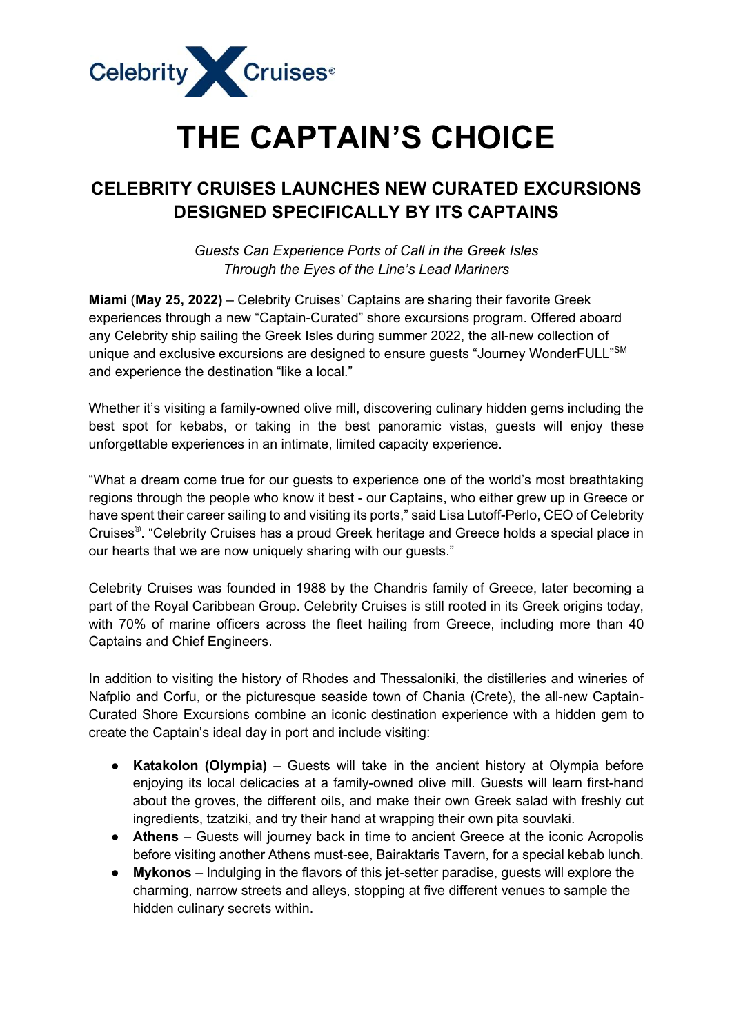# THE CAPTAIN'S CHOICE

## CELEBRITY CRUISES LAUNCHES NEW CURATED EXCURSIONS DESIGNED SPECIFICALLY BY ITS CAPTAINS

*Guests Can Experience Ports of Call in the Greek Isles Through the Eyes of the Line's Lead Mariners*

**Miami** (**May 25, 2022)** – Celebrity Cruises' Captains are sharing their favorite Greek experiences through a new "Captain-Curated" shore excursions program. Offered aboard any Celebrity ship sailing the Greek Isles during summer 2022, the all-new collection of unique and exclusive excursions are designed to ensure guests "Journey WonderFULL"[SM] and experience the destination "like a local."

Whether it's visiting a family-owned olive mill, discovering culinary hidden gems including the best spot for kebabs, or taking in the best panoramic vistas, guests will enjoy these unforgettable experiences in an intimate, limited capacity experience.

"What a dream come true for our guests to experience one of the world's most breathtaking regions through the people who know it best - our Captains, who either grew up in Greece or have spent their career sailing to and visiting its ports," said Lisa Lutoff-Perlo, CEO of Celebrity Cruises®. "Celebrity Cruises has a proud Greek heritage and Greece holds a special place in our hearts that we are now uniquely sharing with our guests."

Celebrity Cruises was founded in 1988 by the Chandris family of Greece, later becoming a part of the Royal Caribbean Group. Celebrity Cruises is still rooted in its Greek origins today, with 70% of marine officers across the fleet hailing from Greece, including more than 40 Captains and Chief Engineers.

In addition to visiting the history of Rhodes and Thessaloniki, the distilleries and wineries of Nafplio and Corfu, or the picturesque seaside town of Chania (Crete), the all-new Captain-Curated Shore Excursions combine an iconic destination experience with a hidden gem to create the Captain's ideal day in port and include visiting:

- **Katakolon (Olympia)** – Guests will take in the ancient history at Olympia before enjoying its local delicacies at a family-owned olive mill. Guests will learn first-hand about the groves, the different oils, and make their own Greek salad with freshly cut ingredients, tzatziki, and try their hand at wrapping their own pita souvlaki.
- **Athens** – Guests will journey back in time to ancient Greece at the iconic Acropolis before visiting another Athens must-see, Bairaktaris Tavern, for a special kebab lunch.
- **Mykonos** – Indulging in the flavors of this jet-setter paradise, guests will explore the charming, narrow streets and alleys, stopping at five different venues to sample the hidden culinary secrets within.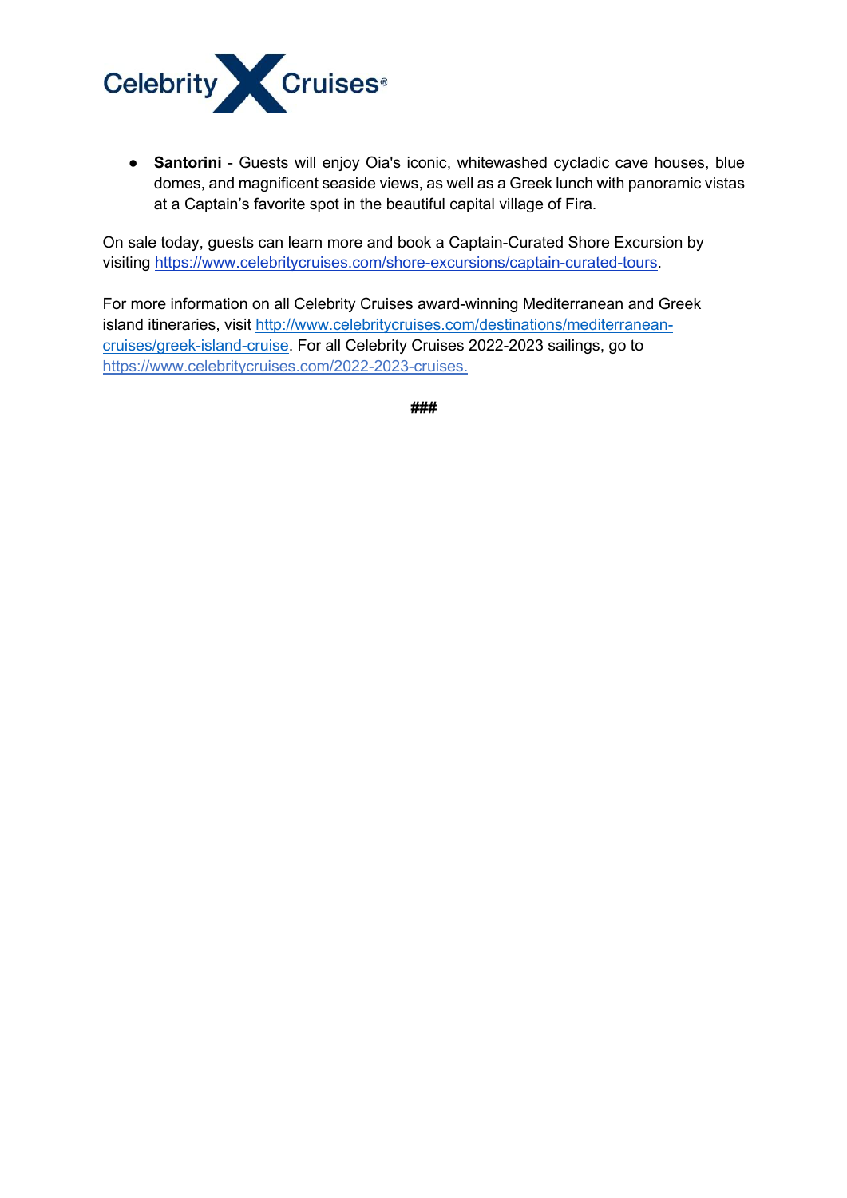- **Santorini** - Guests will enjoy Oia's iconic, whitewashed cycladic cave houses, blue domes, and magnificent seaside views, as well as a Greek lunch with panoramic vistas at a Captain's favorite spot in the beautiful capital village of Fira.

On sale today, guests can learn more and book a Captain-Curated Shore Excursion by visiting https://www.celebritycruises.com/shore-excursions/captain-curated-tours.

For more information on all Celebrity Cruises award-winning Mediterranean and Greek island itineraries, visit http://www.celebritycruises.com/destinations/mediterranean-cruises/greek-island-cruise. For all Celebrity Cruises 2022-2023 sailings, go to https://www.celebritycruises.com/2022-2023-cruises.

###